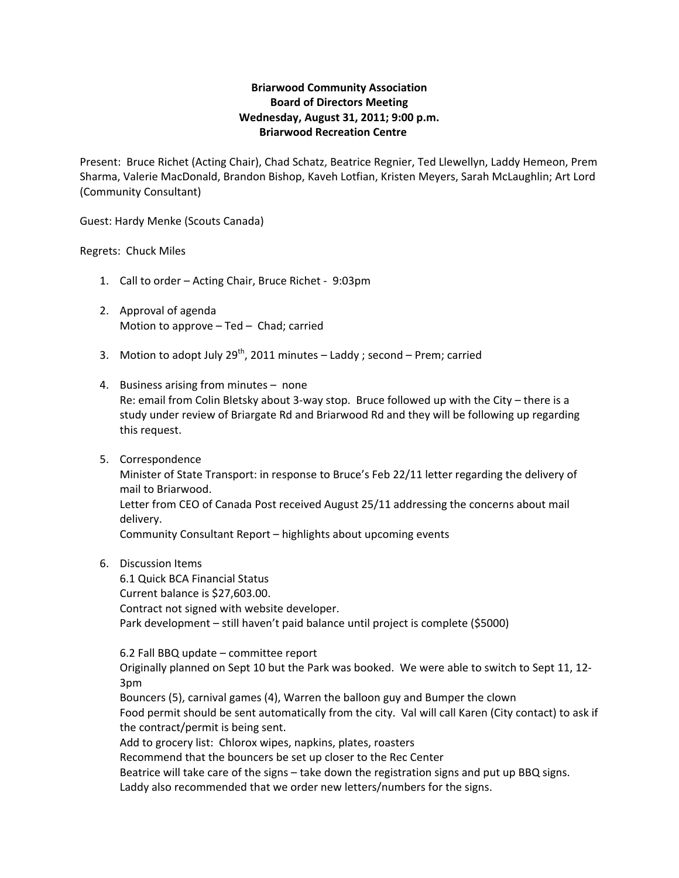**Briarwood Community Association**
**Board of Directors Meeting**
**Wednesday, August 31, 2011; 9:00 p.m.**
**Briarwood Recreation Centre**

Present: Bruce Richet (Acting Chair), Chad Schatz, Beatrice Regnier, Ted Llewellyn, Laddy Hemeon, Prem Sharma, Valerie MacDonald, Brandon Bishop, Kaveh Lotfian, Kristen Meyers, Sarah McLaughlin; Art Lord (Community Consultant)

Guest: Hardy Menke (Scouts Canada)

Regrets: Chuck Miles

1. Call to order – Acting Chair, Bruce Richet - 9:03pm

2. Approval of agenda
   Motion to approve – Ted – Chad; carried

3. Motion to adopt July 29th, 2011 minutes – Laddy ; second – Prem; carried

4. Business arising from minutes – none
   Re: email from Colin Bletsky about 3-way stop. Bruce followed up with the City – there is a study under review of Briargate Rd and Briarwood Rd and they will be following up regarding this request.

5. Correspondence
   Minister of State Transport: in response to Bruce's Feb 22/11 letter regarding the delivery of mail to Briarwood.
   Letter from CEO of Canada Post received August 25/11 addressing the concerns about mail delivery.
   Community Consultant Report – highlights about upcoming events

6. Discussion Items
   6.1 Quick BCA Financial Status
   Current balance is $27,603.00.
   Contract not signed with website developer.
   Park development – still haven't paid balance until project is complete ($5000)

   6.2 Fall BBQ update – committee report
   Originally planned on Sept 10 but the Park was booked. We were able to switch to Sept 11, 12-3pm
   Bouncers (5), carnival games (4), Warren the balloon guy and Bumper the clown
   Food permit should be sent automatically from the city. Val will call Karen (City contact) to ask if the contract/permit is being sent.
   Add to grocery list: Chlorox wipes, napkins, plates, roasters
   Recommend that the bouncers be set up closer to the Rec Center
   Beatrice will take care of the signs – take down the registration signs and put up BBQ signs.
   Laddy also recommended that we order new letters/numbers for the signs.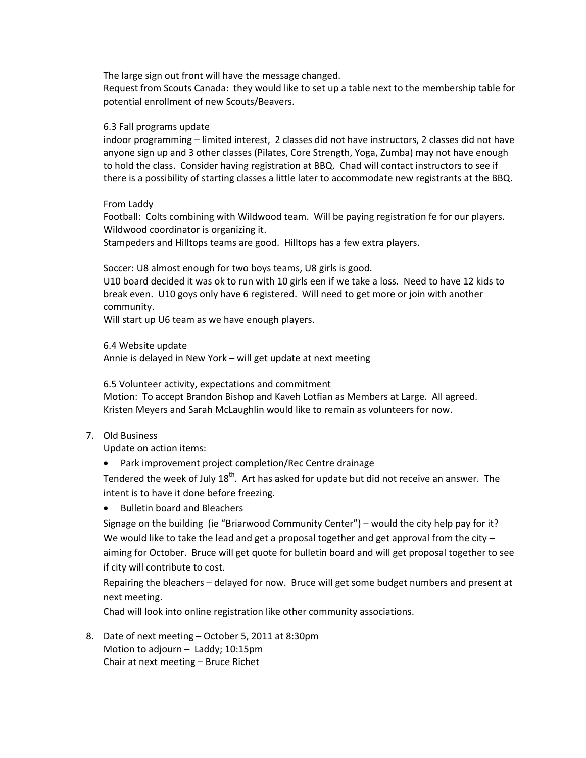The large sign out front will have the message changed.
Request from Scouts Canada: they would like to set up a table next to the membership table for potential enrollment of new Scouts/Beavers.

6.3 Fall programs update
indoor programming – limited interest, 2 classes did not have instructors, 2 classes did not have anyone sign up and 3 other classes (Pilates, Core Strength, Yoga, Zumba) may not have enough to hold the class. Consider having registration at BBQ. Chad will contact instructors to see if there is a possibility of starting classes a little later to accommodate new registrants at the BBQ.

From Laddy
Football: Colts combining with Wildwood team. Will be paying registration fe for our players. Wildwood coordinator is organizing it.
Stampeders and Hilltops teams are good. Hilltops has a few extra players.

Soccer: U8 almost enough for two boys teams, U8 girls is good.
U10 board decided it was ok to run with 10 girls een if we take a loss. Need to have 12 kids to break even. U10 goys only have 6 registered. Will need to get more or join with another community.
Will start up U6 team as we have enough players.

6.4 Website update
Annie is delayed in New York – will get update at next meeting

6.5 Volunteer activity, expectations and commitment
Motion: To accept Brandon Bishop and Kaveh Lotfian as Members at Large. All agreed.
Kristen Meyers and Sarah McLaughlin would like to remain as volunteers for now.

7. Old Business
   Update on action items:
   - Park improvement project completion/Rec Centre drainage

   Tendered the week of July 18th. Art has asked for update but did not receive an answer. The intent is to have it done before freezing.
   - Bulletin board and Bleachers

   Signage on the building (ie "Briarwood Community Center") – would the city help pay for it? We would like to take the lead and get a proposal together and get approval from the city – aiming for October. Bruce will get quote for bulletin board and will get proposal together to see if city will contribute to cost.
   Repairing the bleachers – delayed for now. Bruce will get some budget numbers and present at next meeting.
   Chad will look into online registration like other community associations.

8. Date of next meeting – October 5, 2011 at 8:30pm
   Motion to adjourn – Laddy; 10:15pm
   Chair at next meeting – Bruce Richet